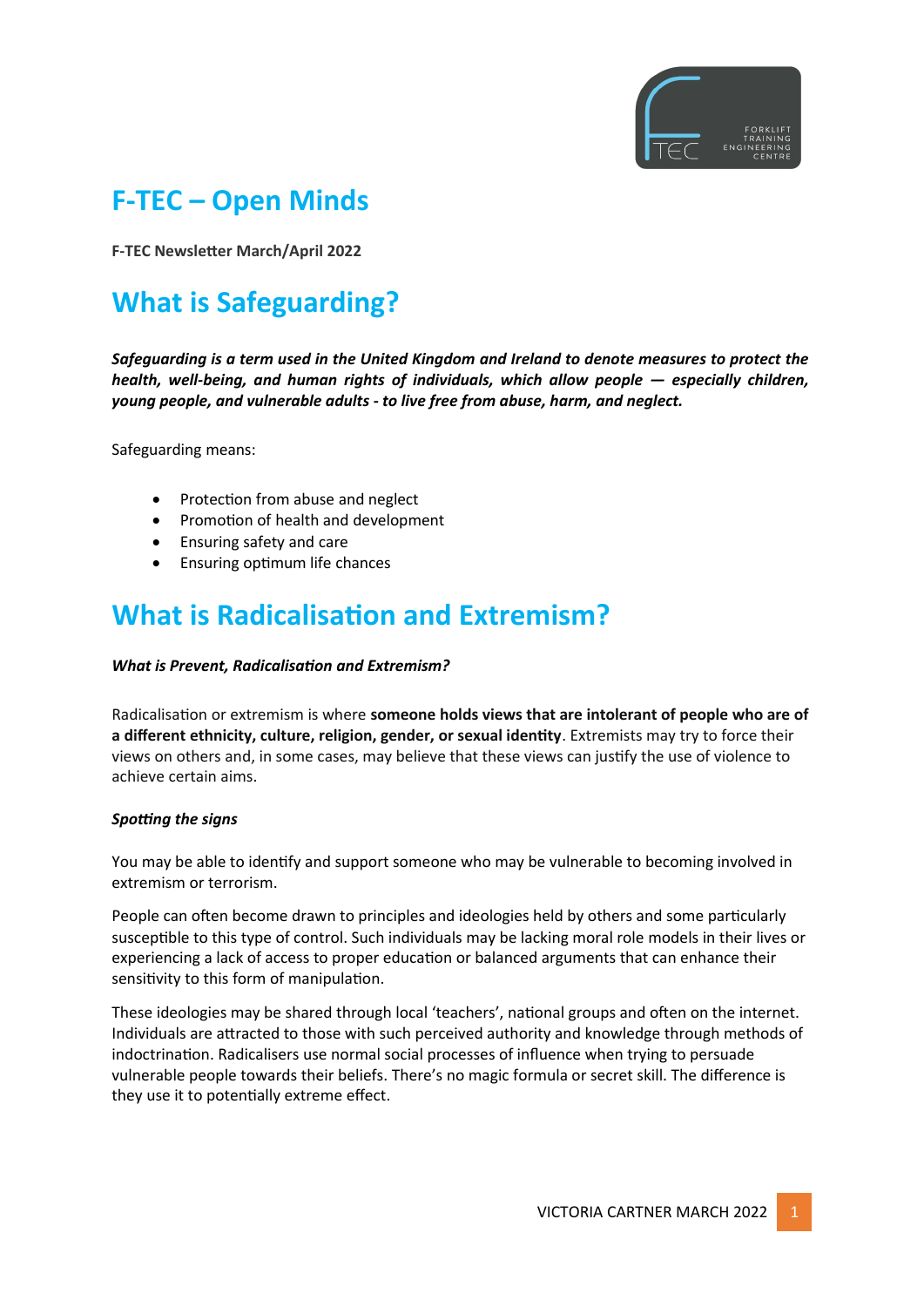# F-TEC – Open Minds

**F-TEC Newsletter March/April 2022**

## What is Safeguarding?

***Safeguarding is a term used in the United Kingdom and Ireland to denote measures to protect the health, well-being, and human rights of individuals, which allow people — especially children, young people, and vulnerable adults - to live free from abuse, harm, and neglect.***

Safeguarding means:

- Protection from abuse and neglect
- Promotion of health and development
- Ensuring safety and care
- Ensuring optimum life chances

## What is Radicalisation and Extremism?

***What is Prevent, Radicalisation and Extremism?***

Radicalisation or extremism is where **someone holds views that are intolerant of people who are of a different ethnicity, culture, religion, gender, or sexual identity**. Extremists may try to force their views on others and, in some cases, may believe that these views can justify the use of violence to achieve certain aims.

***Spotting the signs***

You may be able to identify and support someone who may be vulnerable to becoming involved in extremism or terrorism.

People can often become drawn to principles and ideologies held by others and some particularly susceptible to this type of control. Such individuals may be lacking moral role models in their lives or experiencing a lack of access to proper education or balanced arguments that can enhance their sensitivity to this form of manipulation.

These ideologies may be shared through local 'teachers', national groups and often on the internet. Individuals are attracted to those with such perceived authority and knowledge through methods of indoctrination. Radicalisers use normal social processes of influence when trying to persuade vulnerable people towards their beliefs. There's no magic formula or secret skill. The difference is they use it to potentially extreme effect.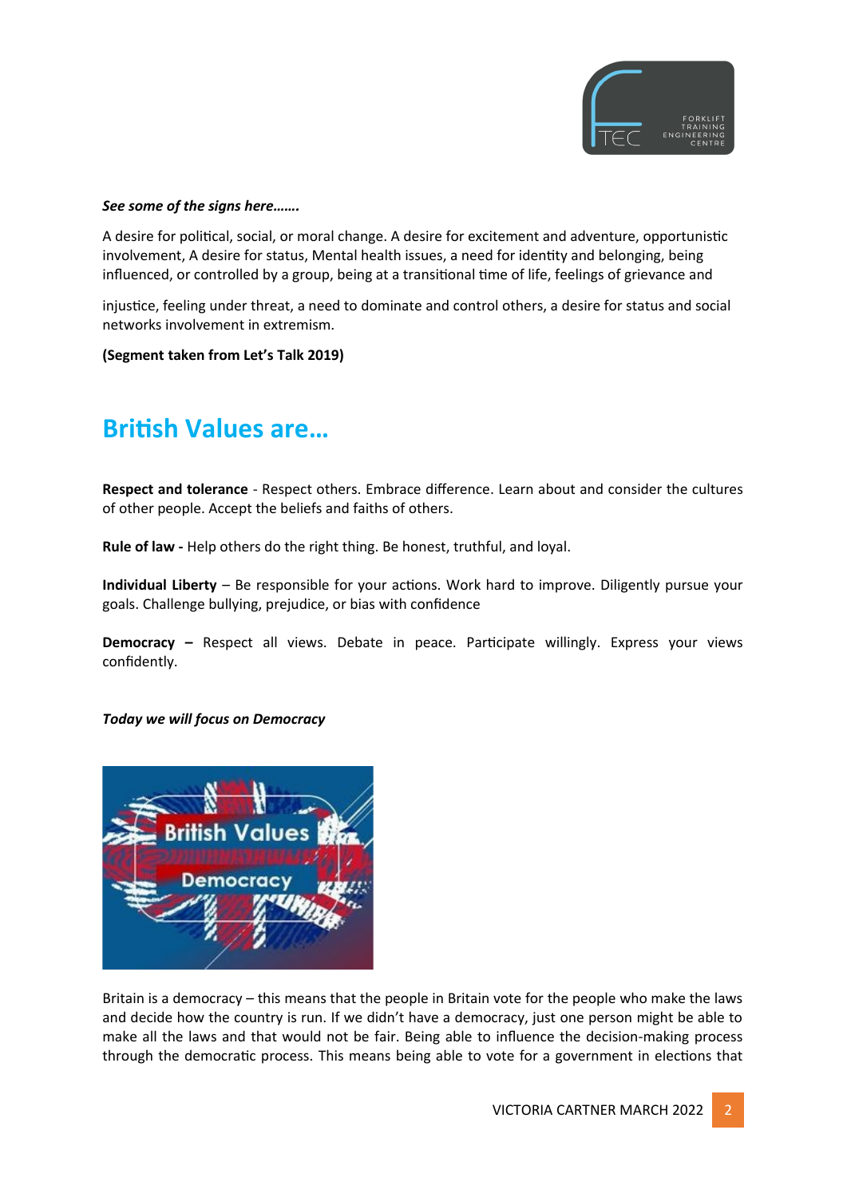***See some of the signs here…….***

A desire for political, social, or moral change. A desire for excitement and adventure, opportunistic involvement, A desire for status, Mental health issues, a need for identity and belonging, being influenced, or controlled by a group, being at a transitional time of life, feelings of grievance and

injustice, feeling under threat, a need to dominate and control others, a desire for status and social networks involvement in extremism.

**(Segment taken from Let's Talk 2019)**

## British Values are…

**Respect and tolerance** - Respect others. Embrace difference. Learn about and consider the cultures of other people. Accept the beliefs and faiths of others.

**Rule of law -** Help others do the right thing. Be honest, truthful, and loyal.

**Individual Liberty** – Be responsible for your actions. Work hard to improve. Diligently pursue your goals. Challenge bullying, prejudice, or bias with confidence

**Democracy –** Respect all views. Debate in peace. Participate willingly. Express your views confidently.

***Today we will focus on Democracy***

Britain is a democracy – this means that the people in Britain vote for the people who make the laws and decide how the country is run. If we didn't have a democracy, just one person might be able to make all the laws and that would not be fair. Being able to influence the decision-making process through the democratic process. This means being able to vote for a government in elections that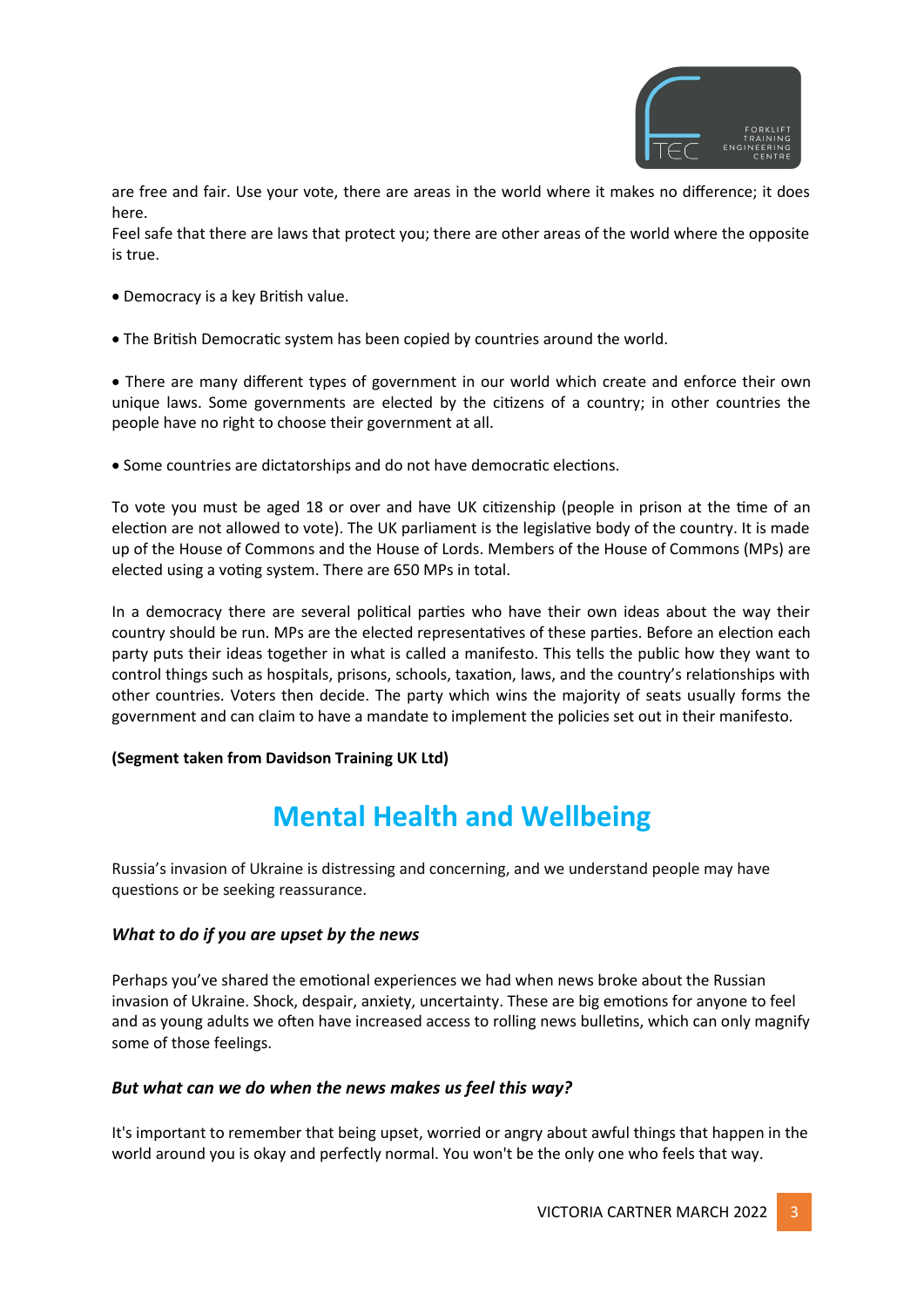are free and fair. Use your vote, there are areas in the world where it makes no difference; it does here.
Feel safe that there are laws that protect you; there are other areas of the world where the opposite is true.

- Democracy is a key British value.

- The British Democratic system has been copied by countries around the world.

- There are many different types of government in our world which create and enforce their own unique laws. Some governments are elected by the citizens of a country; in other countries the people have no right to choose their government at all.

- Some countries are dictatorships and do not have democratic elections.

To vote you must be aged 18 or over and have UK citizenship (people in prison at the time of an election are not allowed to vote). The UK parliament is the legislative body of the country. It is made up of the House of Commons and the House of Lords. Members of the House of Commons (MPs) are elected using a voting system. There are 650 MPs in total.

In a democracy there are several political parties who have their own ideas about the way their country should be run. MPs are the elected representatives of these parties. Before an election each party puts their ideas together in what is called a manifesto. This tells the public how they want to control things such as hospitals, prisons, schools, taxation, laws, and the country's relationships with other countries. Voters then decide. The party which wins the majority of seats usually forms the government and can claim to have a mandate to implement the policies set out in their manifesto.

**(Segment taken from Davidson Training UK Ltd)**

# Mental Health and Wellbeing

Russia's invasion of Ukraine is distressing and concerning, and we understand people may have questions or be seeking reassurance.

### *What to do if you are upset by the news*

Perhaps you've shared the emotional experiences we had when news broke about the Russian invasion of Ukraine. Shock, despair, anxiety, uncertainty. These are big emotions for anyone to feel and as young adults we often have increased access to rolling news bulletins, which can only magnify some of those feelings.

### *But what can we do when the news makes us feel this way?*

It's important to remember that being upset, worried or angry about awful things that happen in the world around you is okay and perfectly normal. You won't be the only one who feels that way.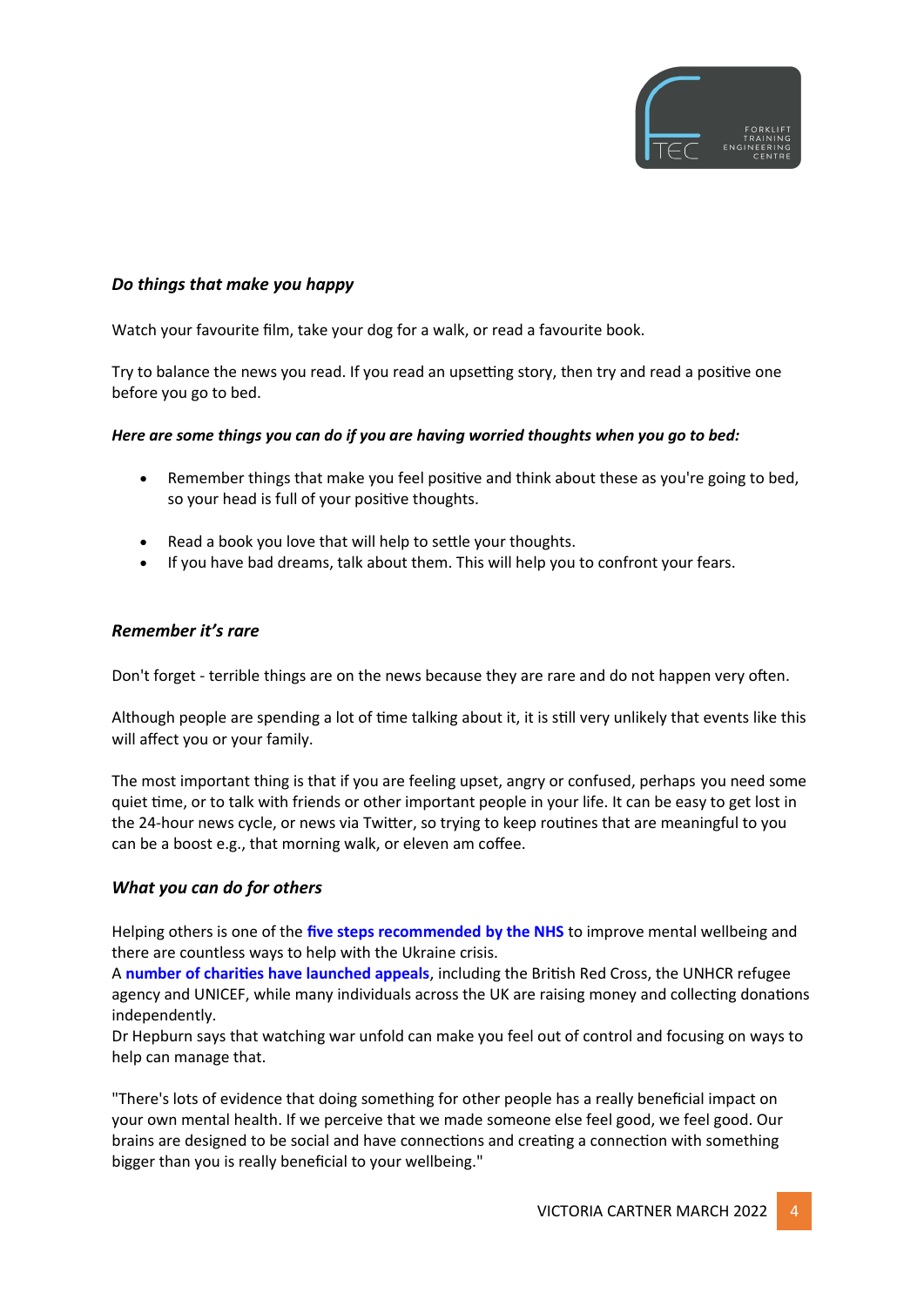### *Do things that make you happy*

Watch your favourite film, take your dog for a walk, or read a favourite book.

Try to balance the news you read. If you read an upsetting story, then try and read a positive one before you go to bed.

***Here are some things you can do if you are having worried thoughts when you go to bed:***

- Remember things that make you feel positive and think about these as you're going to bed, so your head is full of your positive thoughts.
- Read a book you love that will help to settle your thoughts.
- If you have bad dreams, talk about them. This will help you to confront your fears.

### *Remember it's rare*

Don't forget - terrible things are on the news because they are rare and do not happen very often.

Although people are spending a lot of time talking about it, it is still very unlikely that events like this will affect you or your family.

The most important thing is that if you are feeling upset, angry or confused, perhaps you need some quiet time, or to talk with friends or other important people in your life. It can be easy to get lost in the 24-hour news cycle, or news via Twitter, so trying to keep routines that are meaningful to you can be a boost e.g., that morning walk, or eleven am coffee.

### *What you can do for others*

Helping others is one of the **five steps recommended by the NHS** to improve mental wellbeing and there are countless ways to help with the Ukraine crisis.
A **number of charities have launched appeals**, including the British Red Cross, the UNHCR refugee agency and UNICEF, while many individuals across the UK are raising money and collecting donations independently.
Dr Hepburn says that watching war unfold can make you feel out of control and focusing on ways to help can manage that.

"There's lots of evidence that doing something for other people has a really beneficial impact on your own mental health. If we perceive that we made someone else feel good, we feel good. Our brains are designed to be social and have connections and creating a connection with something bigger than you is really beneficial to your wellbeing."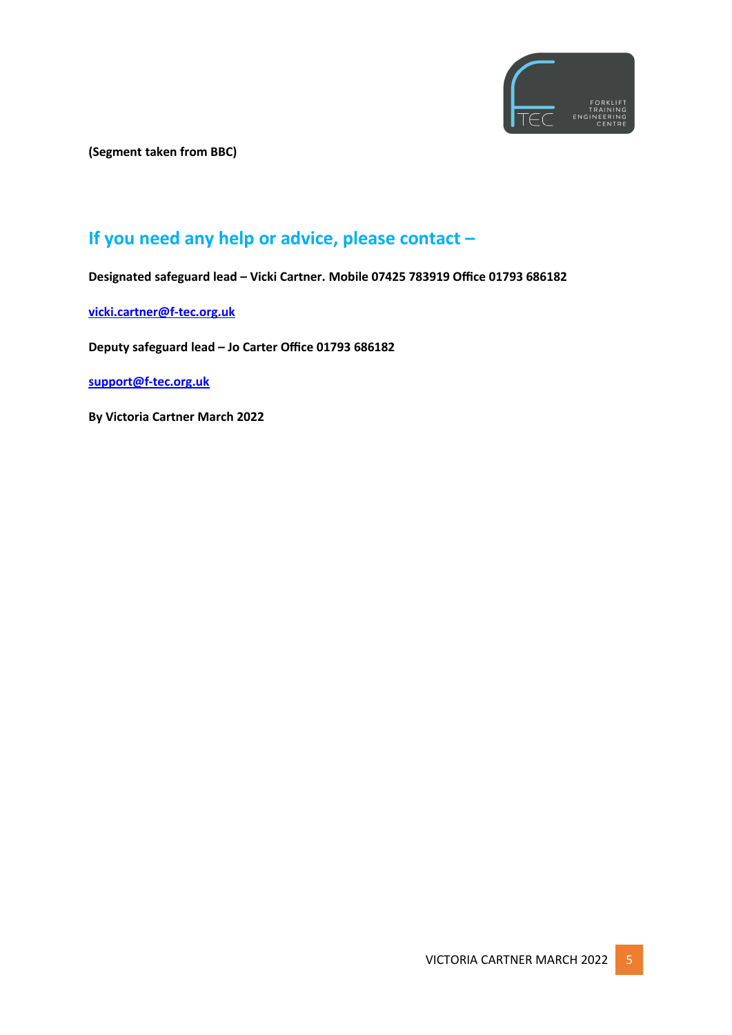**(Segment taken from BBC)**

## If you need any help or advice, please contact –

**Designated safeguard lead – Vicki Cartner. Mobile 07425 783919 Office 01793 686182**

**vicki.cartner@f-tec.org.uk**

**Deputy safeguard lead – Jo Carter Office 01793 686182**

**support@f-tec.org.uk**

**By Victoria Cartner March 2022**